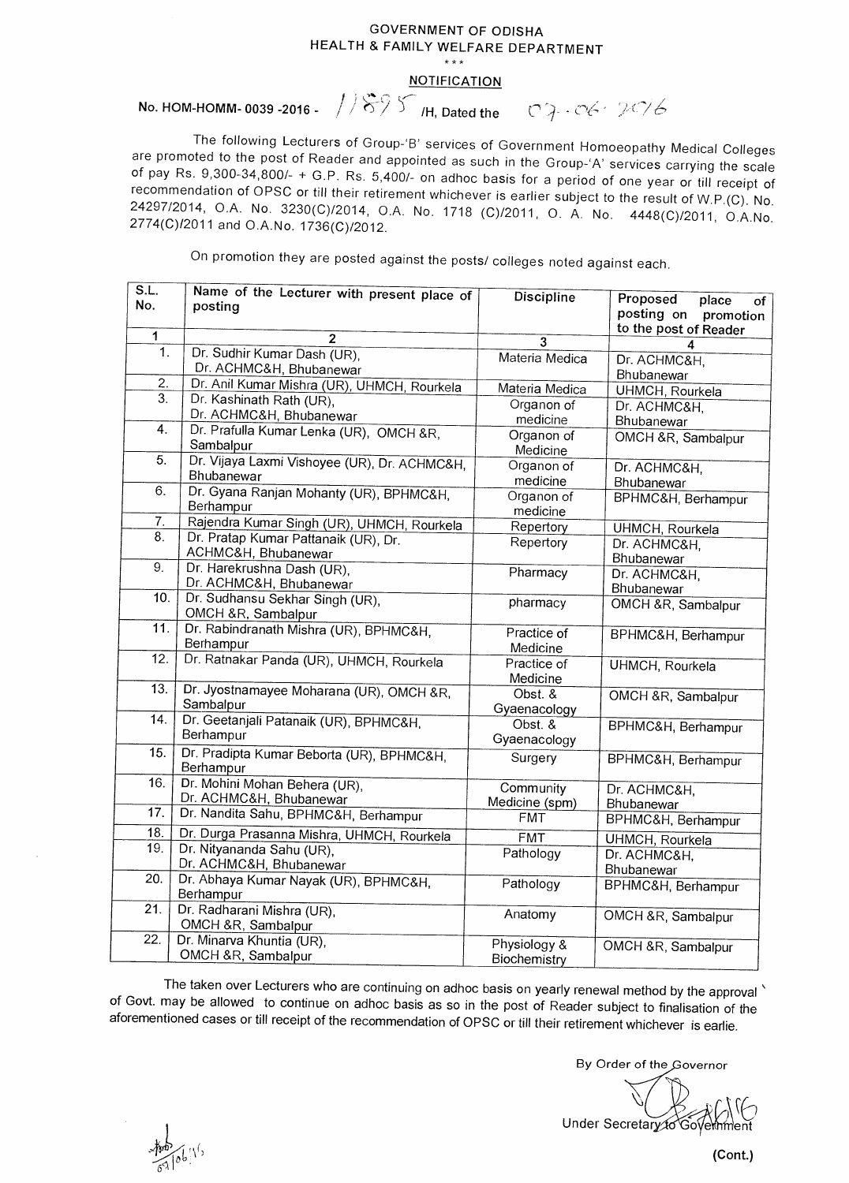GOVERNMENT OF ODISHA
HEALTH & FAMILY WELFARE DEPARTMENT

\*\*\*

NOTIFICATION

No. HOM-HOMM- 0039 -2016 - 11895 /H, Dated the 07.06.2016

The following Lecturers of Group-'B' services of Government Homoeopathy Medical Colleges are promoted to the post of Reader and appointed as such in the Group-'A' services carrying the scale of pay Rs. 9,300-34,800/- + G.P. Rs. 5,400/- on adhoc basis for a period of one year or till receipt of recommendation of OPSC or till their retirement whichever is earlier subject to the result of W.P.(C). No. 24297/2014, O.A. No. 3230(C)/2014, O.A. No. 1718 (C)/2011, O. A. No. 4448(C)/2011, O.A.No. 2774(C)/2011 and O.A.No. 1736(C)/2012.

On promotion they are posted against the posts/ colleges noted against each.

| S.L. No. | Name of the Lecturer with present place of posting | Discipline | Proposed place of posting on promotion to the post of Reader |
|---|---|---|---|
| 1 | 2 | 3 | 4 |
| 1. | Dr. Sudhir Kumar Dash (UR), Dr. ACHMC&H, Bhubanewar | Materia Medica | Dr. ACHMC&H, Bhubanewar |
| 2. | Dr. Anil Kumar Mishra (UR), UHMCH, Rourkela | Materia Medica | UHMCH, Rourkela |
| 3. | Dr. Kashinath Rath (UR), Dr. ACHMC&H, Bhubanewar | Organon of medicine | Dr. ACHMC&H, Bhubanewar |
| 4. | Dr. Prafulla Kumar Lenka (UR), OMCH &R, Sambalpur | Organon of Medicine | OMCH &R, Sambalpur |
| 5. | Dr. Vijaya Laxmi Vishoyee (UR), Dr. ACHMC&H, Bhubanewar | Organon of medicine | Dr. ACHMC&H, Bhubanewar |
| 6. | Dr. Gyana Ranjan Mohanty (UR), BPHMC&H, Berhampur | Organon of medicine | BPHMC&H, Berhampur |
| 7. | Rajendra Kumar Singh (UR), UHMCH, Rourkela | Repertory | UHMCH, Rourkela |
| 8. | Dr. Pratap Kumar Pattanaik (UR), Dr. ACHMC&H, Bhubanewar | Repertory | Dr. ACHMC&H, Bhubanewar |
| 9. | Dr. Harekrushna Dash (UR), Dr. ACHMC&H, Bhubanewar | Pharmacy | Dr. ACHMC&H, Bhubanewar |
| 10. | Dr. Sudhansu Sekhar Singh (UR), OMCH &R, Sambalpur | pharmacy | OMCH &R, Sambalpur |
| 11. | Dr. Rabindranath Mishra (UR), BPHMC&H, Berhampur | Practice of Medicine | BPHMC&H, Berhampur |
| 12. | Dr. Ratnakar Panda (UR), UHMCH, Rourkela | Practice of Medicine | UHMCH, Rourkela |
| 13. | Dr. Jyostnamayee Moharana (UR), OMCH &R, Sambalpur | Obst. & Gyaenacology | OMCH &R, Sambalpur |
| 14. | Dr. Geetanjali Patanaik (UR), BPHMC&H, Berhampur | Obst. & Gyaenacology | BPHMC&H, Berhampur |
| 15. | Dr. Pradipta Kumar Beborta (UR), BPHMC&H, Berhampur | Surgery | BPHMC&H, Berhampur |
| 16. | Dr. Mohini Mohan Behera (UR), Dr. ACHMC&H, Bhubanewar | Community Medicine (spm) | Dr. ACHMC&H, Bhubanewar |
| 17. | Dr. Nandita Sahu, BPHMC&H, Berhampur | FMT | BPHMC&H, Berhampur |
| 18. | Dr. Durga Prasanna Mishra, UHMCH, Rourkela | FMT | UHMCH, Rourkela |
| 19. | Dr. Nityananda Sahu (UR), Dr. ACHMC&H, Bhubanewar | Pathology | Dr. ACHMC&H, Bhubanewar |
| 20. | Dr. Abhaya Kumar Nayak (UR), BPHMC&H, Berhampur | Pathology | BPHMC&H, Berhampur |
| 21. | Dr. Radharani Mishra (UR), OMCH &R, Sambalpur | Anatomy | OMCH &R, Sambalpur |
| 22. | Dr. Minarva Khuntia (UR), OMCH &R, Sambalpur | Physiology & Biochemistry | OMCH &R, Sambalpur |

The taken over Lecturers who are continuing on adhoc basis on yearly renewal method by the approval of Govt. may be allowed to continue on adhoc basis as so in the post of Reader subject to finalisation of the aforementioned cases or till receipt of the recommendation of OPSC or till their retirement whichever is earlie.

By Order of the Governor

Under Secretary to Government

(Cont.)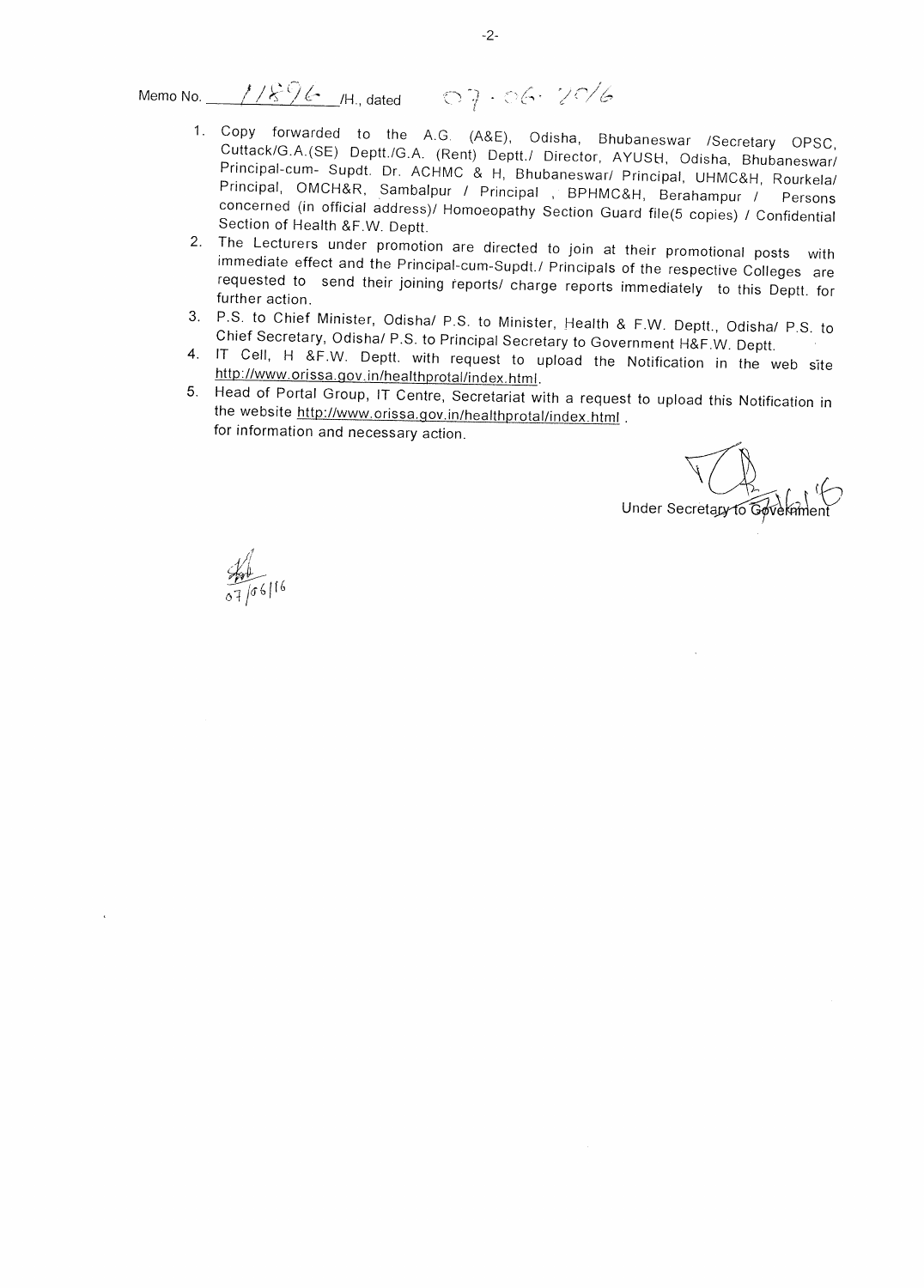Memo No. 11896 /H., dated 07.06.2016

1. Copy forwarded to the A.G. (A&E), Odisha, Bhubaneswar /Secretary OPSC, Cuttack/G.A.(SE) Deptt./G.A. (Rent) Deptt./ Director, AYUSH, Odisha, Bhubaneswar/ Principal-cum- Supdt. Dr. ACHMC & H, Bhubaneswar/ Principal, UHMC&H, Rourkela/ Principal, OMCH&R, Sambalpur / Principal , BPHMC&H, Berahampur / Persons concerned (in official address)/ Homoeopathy Section Guard file(5 copies) / Confidential Section of Health &F.W. Deptt.
2. The Lecturers under promotion are directed to join at their promotional posts with immediate effect and the Principal-cum-Supdt./ Principals of the respective Colleges are requested to send their joining reports/ charge reports immediately to this Deptt. for further action.
3. P.S. to Chief Minister, Odisha/ P.S. to Minister, Health & F.W. Deptt., Odisha/ P.S. to Chief Secretary, Odisha/ P.S. to Principal Secretary to Government H&F.W. Deptt.
4. IT Cell, H &F.W. Deptt. with request to upload the Notification in the web site http://www.orissa.gov.in/healthprotal/index.html.
5. Head of Portal Group, IT Centre, Secretariat with a request to upload this Notification in the website http://www.orissa.gov.in/healthprotal/index.html .

for information and necessary action.

Under Secretary to Government

07/06/16